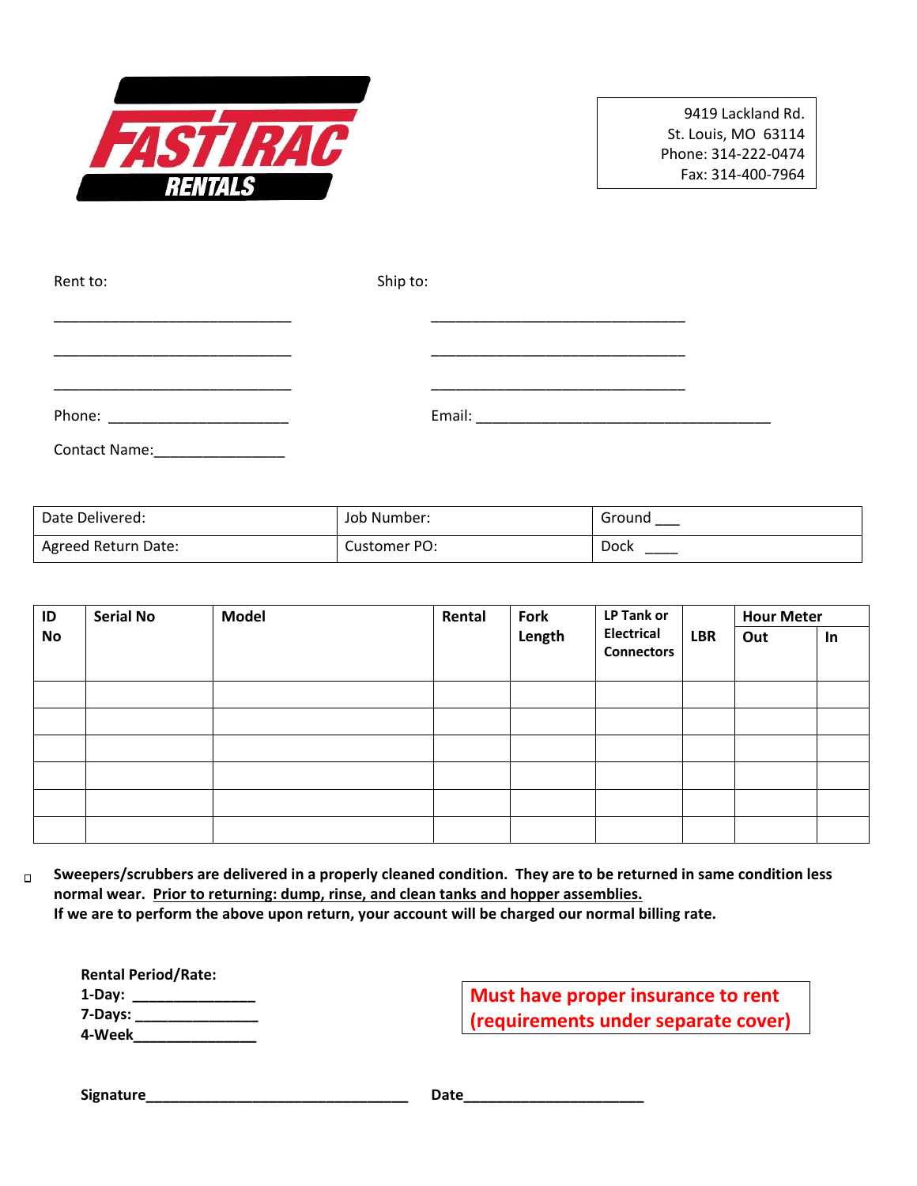# FASTTRAC RENTALS

9419 Lackland Rd.
St. Louis, MO 63114
Phone: 314-222-0474
Fax: 314-400-7964

Rent to:

______________________________

______________________________

______________________________

Phone: ______________________

Contact Name:________________

Ship to:

________________________________

________________________________

________________________________

Email: _____________________________________

| Date Delivered: | Job Number: | Ground ___ |
|---|---|---|
| Agreed Return Date: | Customer PO: | Dock ____ |

| ID No | Serial No | Model | Rental | Fork Length | LP Tank or Electrical Connectors | LBR | Hour Meter | |
|---|---|---|---|---|---|---|---|---|
| | | | | | | | Out | In |
| | | | | | | | | |
| | | | | | | | | |
| | | | | | | | | |
| | | | | | | | | |
| | | | | | | | | |
| | | | | | | | | |

- **Sweepers/scrubbers are delivered in a properly cleaned condition. They are to be returned in same condition less normal wear. <u>Prior to returning: dump, rinse, and clean tanks and hopper assemblies.</u>**
  **If we are to perform the above upon return, your account will be charged our normal billing rate.**

**Rental Period/Rate:**
**1-Day:** _______________
**7-Days:** _______________
**4-Week**_______________

**Must have proper insurance to rent (requirements under separate cover)**

**Signature**________________________________ **Date**______________________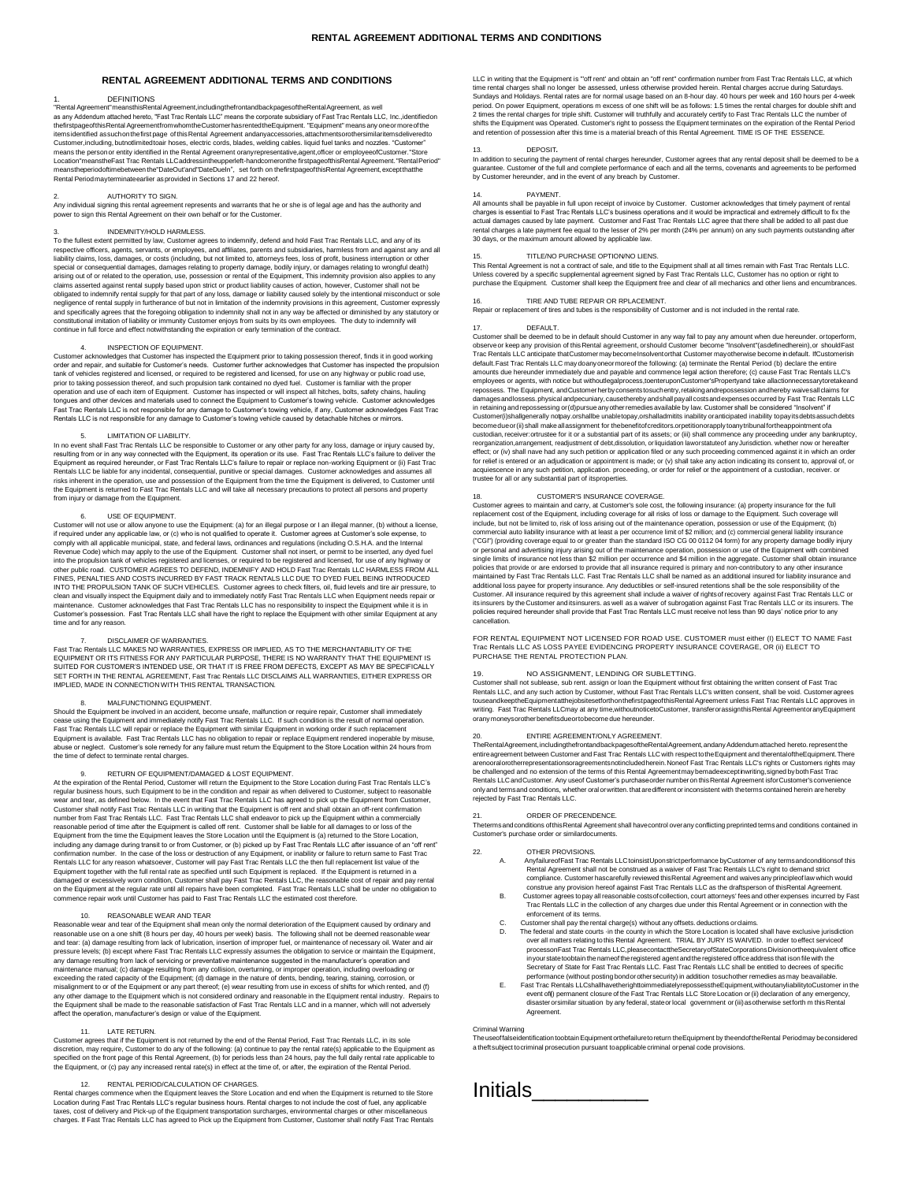# RENTAL AGREEMENT ADDITIONAL TERMS AND CONDITIONS

## RENTAL AGREEMENT ADDITIONAL TERMS AND CONDITIONS

1. DEFINITIONS

"Rental Agreement" means this Rental Agreement, including the front and back pages of the Rental Agreement, as well as any Addendum attached hereto, "Fast Trac Rentals LLC" means the corporate subsidiary of Fast Trac Rentals LLC, Inc., identified on the first page of this Rental Agreement from whom the Customer has rented the Equipment. "Equipment" means any one or more of the items identified as such on the first page of this Rental Agreement and any accessories, attachments or other similar items delivered to Customer, including, but not limited to air hoses, electric cords, blades, welding cables. liquid fuel tanks and nozzles. "Customer" means the person or entity identified in the Rental Agreement or any representative, agent, officer or employee of Customer. "Store Location" means the Fast Trac Rentals LLC address in the upper left-hand corner on the first page of this Rental Agreement. "Rental Period" means the period of time between the "Date Out" and "Date Due In", set forth on the first page of this Rental Agreement, except that the Rental Period may terminate earlier as provided in Sections 17 and 22 hereof.

2. AUTHORITY TO SIGN.

Any individual signing this rental agreement represents and warrants that he or she is of legal age and has the authority and power to sign this Rental Agreement on their own behalf or for the Customer.

3. INDEMNITY/HOLD HARMLESS.

To the fullest extent permitted by law, Customer agrees to indemnify, defend and hold Fast Trac Rentals LLC, and any of its respective officers, agents, servants, or employees, and affiliates, parents and subsidiaries, harmless from and against any and all liability claims, loss, damages, or costs (including, but not limited to, attorneys fees, loss of profit, business interruption or other special or consequential damages, damages relating to property damage, bodily injury, or damages relating to wrongful death) arising out of or related to the operation, use, possession or rental of the Equipment, This indemnity provision also applies to any claims asserted against rental supply based upon strict or product liability causes of action, however, Customer shall not be obligated to indemnify rental supply for that part of any loss, damage or liability caused solely by the intentional misconduct or sole negligence of rental supply in furtherance of but not in limitation of the indemnity provisions in this agreement, Customer expressly and specifically agrees that the foregoing obligation to indemnity shall not in any way be affected or diminished by any statutory or constitutional imitation of liability or immunity Customer enjoys from suits by its own employees. The duty to indemnify will continue in full force and effect notwithstanding the expiration or early termination of the contract.

4. INSPECTION OF EQUIPMENT.

Customer acknowledges that Customer has inspected the Equipment prior to taking possession thereof, finds it in good working order and repair, and suitable for Customer's needs. Customer further acknowledges that Customer has inspected the propulsion tank of vehicles registered and licensed, or required to be registered and licensed, for use on any highway or public road use, prior to taking possession thereof, and such propulsion tank contained no dyed fuel. Customer is familiar with the proper operation and use of each item of Equipment. Customer has inspected or will inspect all hitches, bolts, safety chains, hauling tongues and other devices and materials used to connect the Equipment to Customer's towing vehicle. Customer acknowledges Fast Trac Rentals LLC is not responsible for any damage to Customer's towing vehicle, if any, Customer acknowledges Fast Trac Rentals LLC is not responsible for any damage to Customer's towing vehicle caused by detachable hitches or mirrors.

5. LIMITATION OF LIABILITY.

In no event shall Fast Trac Rentals LLC be responsible to Customer or any other party for any loss, damage or injury caused by, resulting from or in any way connected with the Equipment, its operation or its use. Fast Trac Rentals LLC's failure to deliver the Equipment as required hereunder, or Fast Trac Rentals LLC's failure to repair or replace non-working Equipment or (ii) Fast Trac Rentals LLC be liable for any incidental, consequential, punitive or special damages. Customer acknowledges and assumes all risks inherent in the operation, use and possession of the Equipment from the time the Equipment is delivered, to Customer until the Equipment is returned to Fast Trac Rentals LLC and will take all necessary precautions to protect all persons and property from injury or damage from the Equipment.

6. USE OF EQUIPMENT.

Customer will not use or allow anyone to use the Equipment: (a) for an illegal purpose or I an illegal manner, (b) without a license, if required under any applicable law, or (c) who is not qualified to operate it. Customer agrees at Customer's sole expense, to comply with all applicable municipal, state, and federal laws, ordinances and regulations (including O.S.H.A. and the Internal Revenue Code) which may apply to the use of the Equipment. Customer shall not insert, or permit to be inserted, any dyed fuel into the propulsion tank of vehicles registered and licenses, or required to be registered and licensed, for use of any highway or other public road. CUSTOMER AGREES TO DEFEND, INDEMNIFY AND HOLD Fast Trac Rentals LLC HARMLESS FROM ALL FINES, PENALTIES AND COSTS INCURRED BY FAST TRACK RENTALS LLC DUE TO DYED FUEL BEING INTRODUCED INTO THE PROPULSION TANK OF SUCH VEHICLES. Customer agrees to check filters, oil, fluid levels and tire air pressure, to clean and visually inspect the Equipment daily and to immediately notify Fast Trac Rentals LLC when Equipment needs repair or maintenance. Customer acknowledges that Fast Trac Rentals LLC has no responsibility to inspect the Equipment while it is in Customer's possession. Fast Trac Rentals LLC shall have the right to replace the Equipment with other similar Equipment at any time and for any reason.

7. DISCLAIMER OF WARRANTIES.

Fast Trac Rentals LLC MAKES NO WARRANTIES, EXPRESS OR IMPLIED, AS TO THE MERCHANTABILITY OF THE EQUIPMENT OR ITS FITNESS FOR ANY PARTICULAR PURPOSE, THERE IS NO WARRANTY THAT THE EQUIPMENT IS SUITED FOR CUSTOMER'S INTENDED USE, OR THAT IT IS FREE FROM DEFECTS, EXCEPT AS MAY BE SPECIFICALLY SET FORTH IN THE RENTAL AGREEMENT, Fast Trac Rentals LLC DISCLAIMS ALL WARRANTIES, EITHER EXPRESS OR IMPLIED, MADE IN CONNECTION WITH THIS RENTAL TRANSACTION.

8. MALFUNCTIONING EQUIPMENT.

Should the Equipment be involved in an accident, become unsafe, malfunction or require repair, Customer shall immediately cease using the Equipment and immediately notify Fast Trac Rentals LLC. If such condition is the result of normal operation. Fast Trac Rentals LLC will repair or replace the Equipment with similar Equipment in working order if such replacement Equipment is available. Fast Trac Rentals LLC has no obligation to repair or replace Equipment rendered inoperable by misuse, abuse or neglect. Customer's sole remedy for any failure must return the Equipment to the Store Location within 24 hours from the time of defect to terminate rental charges.

9. RETURN OF EQUIPMENT/DAMAGED & LOST EQUIPMENT.

At the expiration of the Rental Period, Customer will return the Equipment to the Store Location during Fast Trac Rentals LLC's regular business hours, such Equipment to be in the condition and repair as when delivered to Customer, subject to reasonable wear and tear, as defined below. In the event that Fast Trac Rentals LLC has agreed to pick up the Equipment from Customer, Customer shall notify Fast Trac Rentals LLC in writing that the Equipment is off rent and shall obtain an off-rent confirmation number from Fast Trac Rentals LLC. Fast Trac Rentals LLC shall endeavor to pick up the Equipment within a commercially reasonable period of time after the Equipment is called off rent. Customer shall be liable for all damages to or loss of the Equipment from the time the Equipment leaves the Store Location until the Equipment is (a) returned to the Store Location, including any damage during transit to or from Customer, or (b) picked up by Fast Trac Rentals LLC after issuance of an "off rent" confirmation number. In the case of the loss or destruction of any Equipment, or inability or failure to return same to Fast Trac Rentals LLC for any reason whatsoever, Customer will pay Fast Trac Rentals LLC the then full replacement list value of the Equipment together with the full rental rate as specified until such Equipment is replaced. If the Equipment is returned in a damaged or excessively worn condition, Customer shall pay Fast Trac Rentals LLC, the reasonable cost of repair and pay rental on the Equipment at the regular rate until all repairs have been completed. Fast Trac Rentals LLC shall be under no obligation to commence repair work until Customer has paid to Fast Trac Rentals LLC the estimated cost therefore.

10. REASONABLE WEAR AND TEAR

Reasonable wear and tear of the Equipment shall mean only the normal deterioration of the Equipment caused by ordinary and reasonable use on a one shift (8 hours per day, 40 hours per week) basis. The following shall not be deemed reasonable wear and tear: (a) damage resulting from lack of lubrication, insertion of improper fuel, or maintenance of necessary oil. Water and air pressure levels; (b) except where Fast Trac Rentals LLC expressly assumes the obligation to service or maintain the Equipment, any damage resulting from lack of servicing or preventative maintenance suggested in the manufacturer's operation and maintenance manual; (c) damage resulting from any collision, overturning, or improper operation, including overloading or exceeding the rated capacity of the Equipment; (d) damage in the nature of dents, bending, tearing, staining, corrosion, or misalignment to or of the Equipment or any part thereof; (e) wear resulting from use in excess of shifts for which rented, and (f) any other damage to the Equipment which is not considered ordinary and reasonable in the Equipment rental industry. Repairs to the Equipment shall be made to the reasonable satisfaction of Fast Trac Rentals LLC and in a manner, which will not adversely affect the operation, manufacturer's design or value of the Equipment.

11. LATE RETURN.

Customer agrees that if the Equipment is not returned by the end of the Rental Period, Fast Trac Rentals LLC, in its sole discretion, may require, Customer to do any of the following: (a) continue to pay the rental rate(s) applicable to the Equipment as specified on the front page of this Rental Agreement, (b) for periods less than 24 hours, pay the full daily rental rate applicable to the Equipment, or (c) pay any increased rental rate(s) in effect at the time of, or after, the expiration of the Rental Period.

12. RENTAL PERIOD/CALCULATION OF CHARGES.

Rental charges commence when the Equipment leaves the Store Location and end when the Equipment is returned to tile Store Location during Fast Trac Rentals LLC's regular business hours. Rental charges to not include the cost of fuel, any applicable taxes, cost of delivery and Pick-up of the Equipment transportation surcharges, environmental charges or other miscellaneous charges. If Fast Trac Rentals LLC has agreed to Pick up the Equipment from Customer, Customer shall notify Fast Trac Rentals LLC in writing that the Equipment is "off rent' and obtain an "off rent" confirmation number from Fast Trac Rentals LLC, at which time rental charges shall no longer be assessed, unless otherwise provided herein. Rental charges accrue during Saturdays. Sundays and Holidays. Rental rates are for normal usage based on an 8-hour day. 40 hours per week and 160 hours per 4-week period. On power Equipment, operations m excess of one shift will be as follows: 1.5 times the rental charges for double shift and 2 times the rental charges for triple shift. Customer will truthfully and accurately certify to Fast Trac Rentals LLC the number of shifts the Equipment was Operated. Customer's right to possess the Equipment terminates on the expiration of the Rental Period and retention of possession after this time is a material breach of this Rental Agreement. TIME IS OF THE ESSENCE.

13. DEPOSIT.

In addition to securing the payment of rental charges hereunder, Customer agrees that any rental deposit shall be deemed to be a guarantee. Customer of the full and complete performance of each and all the terms, covenants and agreements to be performed by Customer hereunder, and in the event of any breach by Customer.

14. PAYMENT.

All amounts shall be payable in full upon receipt of invoice by Customer. Customer acknowledges that timely payment of rental charges is essential to Fast Trac Rentals LLC's business operations and it would be impractical and extremely difficult to fix the actual damages caused by late payment. Customer and Fast Trac Rentals LLC agree that there shall be added to all past due rental charges a late payment fee equal to the lesser of 2% per month (24% per annum) on any such payments outstanding after 30 days, or the maximum amount allowed by applicable law.

15. TITLE/NO PURCHASE OPTION/NO LIENS.

This Rental Agreement is not a contract of sale, and title to the Equipment shall at all times remain with Fast Trac Rentals LLC. Unless covered by a specific supplemental agreement signed by Fast Trac Rentals LLC, Customer has no option or right to purchase the Equipment. Customer shall keep the Equipment free and clear of all mechanics and other liens and encumbrances.

16. TIRE AND TUBE REPAIR OR RPLACEMENT.

Repair or replacement of tires and tubes is the responsibility of Customer and is not included in the rental rate.

17. DEFAULT.

Customer shall be deemed to be in default should Customer in any way fail to pay any amount when due hereunder. or to perform, observe or keep any provision of this Rental agreement, or should Customer become "Insolvent" (as defined herein), or should Fast Trac Rentals LLC anticipate that Customer may become Insolvent or that Customer may otherwise become in default. If Customer is in default. Fast Trac Rentals LLC may do any one or more of the following: (a) terminate the Rental Period (b) declare the entire amounts due hereunder immediately due and payable and commence legal action therefore; (c) cause Fast Trac Rentals LLC's employees or agents, with notice but without legal process, to enter upon Customer's Property and take all action necessary to retake and repossess. The Equipment, and Customer hereby consents to such entry, retaking and repossession and hereby waives all claims for damages and losses. physical and pecuniary, cause thereby and shall pay all costs and expenses occurred by Fast Trac Rentals LLC in retaining and repossessing or (d) pursue any other remedies available by law. Customer shall be considered "Insolvent" if Customer (i) shall generally not pay, or shall be unable to pay, or shall admit its inability or anticipated inability to pay its debts as such debts become due or (ii) shall make all assignment for the benefit of creditors. or petition or apply to any tribunal for the appointment of a custodian, receiver: or trustee for it or a substantial part of its assets; or (iii) shall commence any proceeding under any bankruptcy, reorganization, arrangement, readjustment of debt, dissolution, or liquidation law or statute of any Jurisdiction. whether now or hereafter effect; or (iv) shall have had any such petition or application filed or any such proceeding commenced against it in which an order for relief is entered or an adjudication or appointment is made; or (v) shall take any action indicating its consent to, approval of, or acquiescence in any such petition, application. proceeding, or order for relief or the appointment of a custodian, receiver. or trustee for all or any substantial part of its properties.

18. CUSTOMER'S INSURANCE COVERAGE.

Customer agrees to maintain and carry, at Customer's sole cost, the following insurance: (a) property insurance for the full replacement cost of the Equipment, including coverage for all risks of loss or damage to the Equipment. Such coverage will include, but not be limited to, risk of loss arising out of the maintenance operation, possession or use of the Equipment; (b) commercial auto liability insurance with at least a per occurrence limit of $2 million; and (c) commercial general liability insurance ("CGI") (providing coverage equal to or greater than the standard ISO CG 00 0112 04 form) for any property damage bodily injury or personal and advertising injury arising out of the maintenance operation, possession or use of the Equipment with combined single limits of insurance not less than $2 million per occurrence and $4 million in the aggregate. Customer shall obtain insurance policies that provide or are endorsed to provide that all insurance required is primary and non-contributory to any other insurance maintained by Fast Trac Rentals LLC. Fast Trac Rentals LLC shall be named as an additional insured for liability insurance and additional loss payee for property insurance. Any deductibles or self-insured retentions shall be the sole responsibility of the Customer. All insurance required by this agreement shall include a waiver of rights of recovery against Fast Trac Rentals LLC or its insurers by the Customer and its insurers. as well as a waiver of subrogation against Fast Trac Rentals LLC or its insurers. The policies required hereunder shall provide that Fast Trac Rentals LLC must receive not less than 90 days' notice prior to any cancellation.

FOR RENTAL EQUIPMENT NOT LICENSED FOR ROAD USE. CUSTOMER must either (I) ELECT TO NAME Fast Trac Rentals LLC AS LOSS PAYEE EVIDENCING PROPERTY INSURANCE COVERAGE, OR (ii) ELECT TO PURCHASE THE RENTAL PROTECTION PLAN.

19. NO ASSIGNMENT, LENDING OR SUBLETTING.

Customer shall not sublease, sub rent. assign or loan the Equipment without first obtaining the written consent of Fast Trac Rentals LLC, and any such action by Customer, without Fast Trac Rentals LLC's written consent, shall be void. Customer agrees to use and keep the Equipment at the jobsite set forth on the first page of this Rental Agreement unless Fast Trac Rentals LLC approves in writing. Fast Trac Rentals LLC may at any time, without notice to Customer, transfer or assign this Rental Agreement or any Equipment or any moneys or other benefits due or to become due hereunder.

20. ENTIRE AGREEMENT/ONLY AGREEMENT.

The Rental Agreement, including the front and back pages of the Rental Agreement, and any Addendum attached hereto. represent the entire agreement between Customer and Fast Trac Rentals LLC with respect to the Equipment and the rental of the Equipment. There are no oral or other representations or agreements not included herein. None of Fast Trac Rentals LLC's rights or Customers rights may be challenged and no extension of the terms of this Rental Agreement may be made except in writing, signed by both Fast Trac Rentals LLC and Customer. Any use of Customer's purchase order number on this Rental Agreement is for Customer's convenience only and terms and conditions, whether oral or written. that are different or inconsistent with the terms contained herein are hereby rejected by Fast Trac Rentals LLC.

21. ORDER OF PRECENDENCE.

The terms and conditions of this Rental Agreement shall have control over any conflicting preprinted terms and conditions contained in Customer's purchase order or similar documents.

22. OTHER PROVISIONS.

A. Any failure of Fast Trac Rentals LLC to insist Upon strict performance by Customer of any terms and conditions of this Rental Agreement shall not be construed as a waiver of Fast Trac Rentals LLC's right to demand strict compliance. Customer has carefully reviewed this Rental Agreement and waives any principle of law which would construe any provision hereof against Fast Trac Rentals LLC as the draftsperson of this Rental Agreement.

B. Customer agrees to pay all reasonable costs of collection, court attorneys' fees and other expenses incurred by Fast Trac Rentals LLC in the collection of any charges due under this Rental Agreement or in connection with the enforcement of its terms.

C. Customer shall pay the rental charge(s) without any offsets. deductions or claims.

D. The federal and state courts in the county in which the Store Location is located shall have exclusive jurisdiction over all matters relating to this Rental Agreement. TRIAL BY JURY IS WAIVED. In order to effect service of process on Fast Trac Rentals LLC, please contact the Secretary of State Corporations Division or the equivalent office in your state to obtain the name of the registered agent and the registered office address that is on file with the Secretary of State for Fast Trac Rentals LLC. Fast Trac Rentals LLC shall be entitled to decrees of specific performance (without posting bond or other security) in addition to such other remedies as may be available.

E. Fast Trac Rentals LLC shall have the right to immediately repossess the Equipment, without any liability to Customer in the event of(i) permanent closure of the Fast Trac Rentals LLC Store Location or (ii) declaration of any emergency, disaster or similar situation by any federal, state or local government or (iii) as otherwise set forth m this Rental Agreement.

Criminal Warning

The use of false identification to obtain Equipment or the failure to return the Equipment by the end of the Rental Period may be considered a theft subject to criminal prosecution pursuant to applicable criminal or penal code provisions.

Initials________